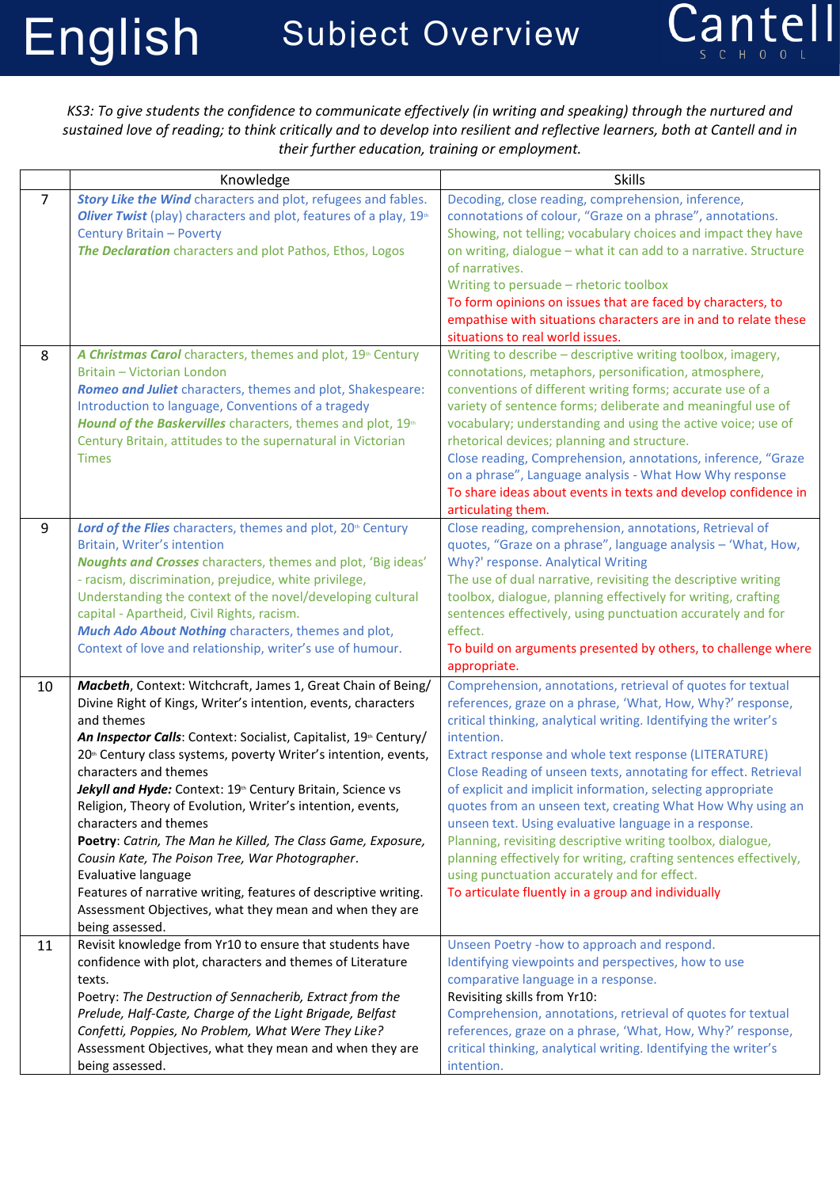# English Subject Overview

Cantell SCHOOL

*KS3: To give students the confidence to communicate effectively (in writing and speaking) through the nurtured and sustained love of reading; to think critically and to develop into resilient and reflective learners, both at Cantell and in their further education, training or employment.*

| | Knowledge | Skills |
|---|---|---|
| 7 | ***Story Like the Wind*** characters and plot, refugees and fables.<br>***Oliver Twist*** (play) characters and plot, features of a play, 19th Century Britain – Poverty<br>***The Declaration*** characters and plot Pathos, Ethos, Logos | Decoding, close reading, comprehension, inference, connotations of colour, "Graze on a phrase", annotations.<br>Showing, not telling; vocabulary choices and impact they have on writing, dialogue – what it can add to a narrative. Structure of narratives.<br>Writing to persuade – rhetoric toolbox<br>To form opinions on issues that are faced by characters, to empathise with situations characters are in and to relate these situations to real world issues. |
| 8 | ***A Christmas Carol*** characters, themes and plot, 19th Century Britain – Victorian London<br>***Romeo and Juliet*** characters, themes and plot, Shakespeare: Introduction to language, Conventions of a tragedy<br>***Hound of the Baskervilles*** characters, themes and plot, 19th Century Britain, attitudes to the supernatural in Victorian Times | Writing to describe – descriptive writing toolbox, imagery, connotations, metaphors, personification, atmosphere, conventions of different writing forms; accurate use of a variety of sentence forms; deliberate and meaningful use of vocabulary; understanding and using the active voice; use of rhetorical devices; planning and structure.<br>Close reading, Comprehension, annotations, inference, "Graze on a phrase", Language analysis - What How Why response<br>To share ideas about events in texts and develop confidence in articulating them. |
| 9 | ***Lord of the Flies*** characters, themes and plot, 20th Century Britain, Writer's intention<br>***Noughts and Crosses*** characters, themes and plot, 'Big ideas' - racism, discrimination, prejudice, white privilege, Understanding the context of the novel/developing cultural capital - Apartheid, Civil Rights, racism.<br>***Much Ado About Nothing*** characters, themes and plot, Context of love and relationship, writer's use of humour. | Close reading, comprehension, annotations, Retrieval of quotes, "Graze on a phrase", language analysis – 'What, How, Why?' response. Analytical Writing<br>The use of dual narrative, revisiting the descriptive writing toolbox, dialogue, planning effectively for writing, crafting sentences effectively, using punctuation accurately and for effect.<br>To build on arguments presented by others, to challenge where appropriate. |
| 10 | **Macbeth**, Context: Witchcraft, James 1, Great Chain of Being/ Divine Right of Kings, Writer's intention, events, characters and themes<br>***An Inspector Calls***: Context: Socialist, Capitalist, 19th Century/ 20th Century class systems, poverty Writer's intention, events, characters and themes<br>***Jekyll and Hyde:*** Context: 19th Century Britain, Science vs Religion, Theory of Evolution, Writer's intention, events, characters and themes<br>**Poetry**: *Catrin, The Man he Killed, The Class Game, Exposure, Cousin Kate, The Poison Tree, War Photographer*.<br>Evaluative language<br>Features of narrative writing, features of descriptive writing.<br>Assessment Objectives, what they mean and when they are being assessed. | Comprehension, annotations, retrieval of quotes for textual references, graze on a phrase, 'What, How, Why?' response, critical thinking, analytical writing. Identifying the writer's intention.<br>Extract response and whole text response (LITERATURE)<br>Close Reading of unseen texts, annotating for effect. Retrieval of explicit and implicit information, selecting appropriate quotes from an unseen text, creating What How Why using an unseen text. Using evaluative language in a response.<br>Planning, revisiting descriptive writing toolbox, dialogue, planning effectively for writing, crafting sentences effectively, using punctuation accurately and for effect.<br>To articulate fluently in a group and individually |
| 11 | Revisit knowledge from Yr10 to ensure that students have confidence with plot, characters and themes of Literature texts.<br>Poetry: *The Destruction of Sennacherib, Extract from the Prelude, Half-Caste, Charge of the Light Brigade, Belfast Confetti, Poppies, No Problem, What Were They Like?*<br>Assessment Objectives, what they mean and when they are being assessed. | Unseen Poetry -how to approach and respond.<br>Identifying viewpoints and perspectives, how to use comparative language in a response.<br>Revisiting skills from Yr10:<br>Comprehension, annotations, retrieval of quotes for textual references, graze on a phrase, 'What, How, Why?' response, critical thinking, analytical writing. Identifying the writer's intention. |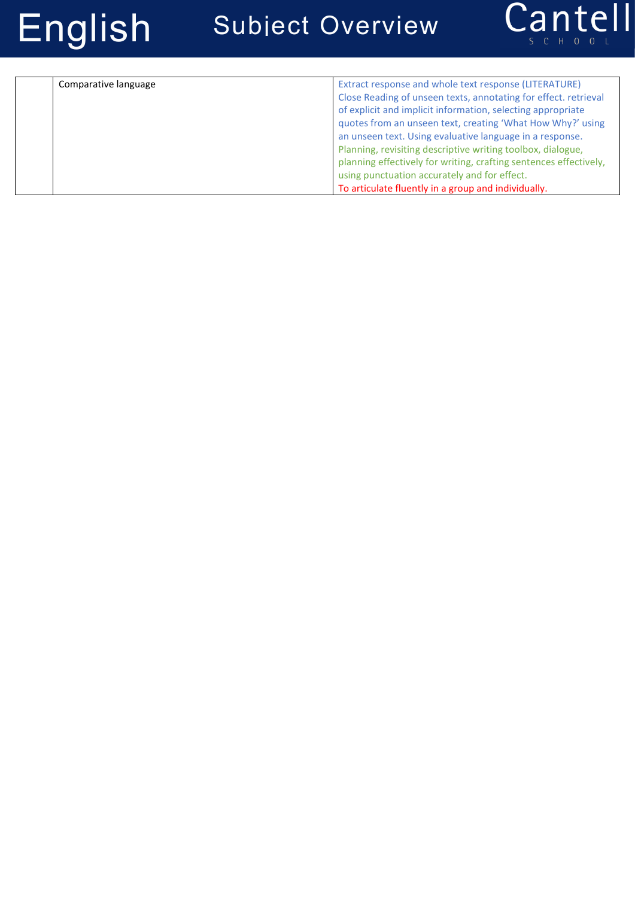| | | |
|---|---|---|
| | Comparative language | Extract response and whole text response (LITERATURE) Close Reading of unseen texts, annotating for effect. retrieval of explicit and implicit information, selecting appropriate quotes from an unseen text, creating 'What How Why?' using an unseen text. Using evaluative language in a response. Planning, revisiting descriptive writing toolbox, dialogue, planning effectively for writing, crafting sentences effectively, using punctuation accurately and for effect. To articulate fluently in a group and individually. |